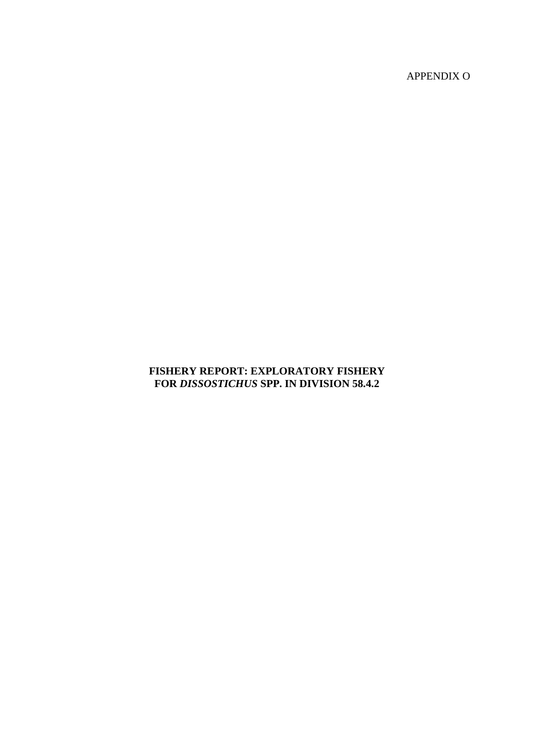APPENDIX O

# FISHERY REPORT: EXPLORATORY FISHERY FOR *DISSOSTICHUS* SPP. IN DIVISION 58.4.2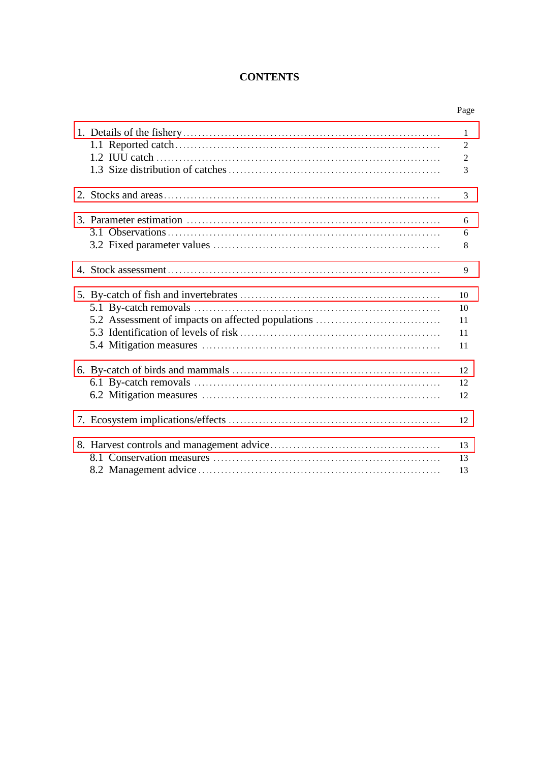# CONTENTS

| | Page |
|---|---|
| 1. Details of the fishery | 1 |
| 1.1 Reported catch | 2 |
| 1.2 IUU catch | 2 |
| 1.3 Size distribution of catches | 3 |
| 2. Stocks and areas | 3 |
| 3. Parameter estimation | 6 |
| 3.1 Observations | 6 |
| 3.2 Fixed parameter values | 8 |
| 4. Stock assessment | 9 |
| 5. By-catch of fish and invertebrates | 10 |
| 5.1 By-catch removals | 10 |
| 5.2 Assessment of impacts on affected populations | 11 |
| 5.3 Identification of levels of risk | 11 |
| 5.4 Mitigation measures | 11 |
| 6. By-catch of birds and mammals | 12 |
| 6.1 By-catch removals | 12 |
| 6.2 Mitigation measures | 12 |
| 7. Ecosystem implications/effects | 12 |
| 8. Harvest controls and management advice | 13 |
| 8.1 Conservation measures | 13 |
| 8.2 Management advice | 13 |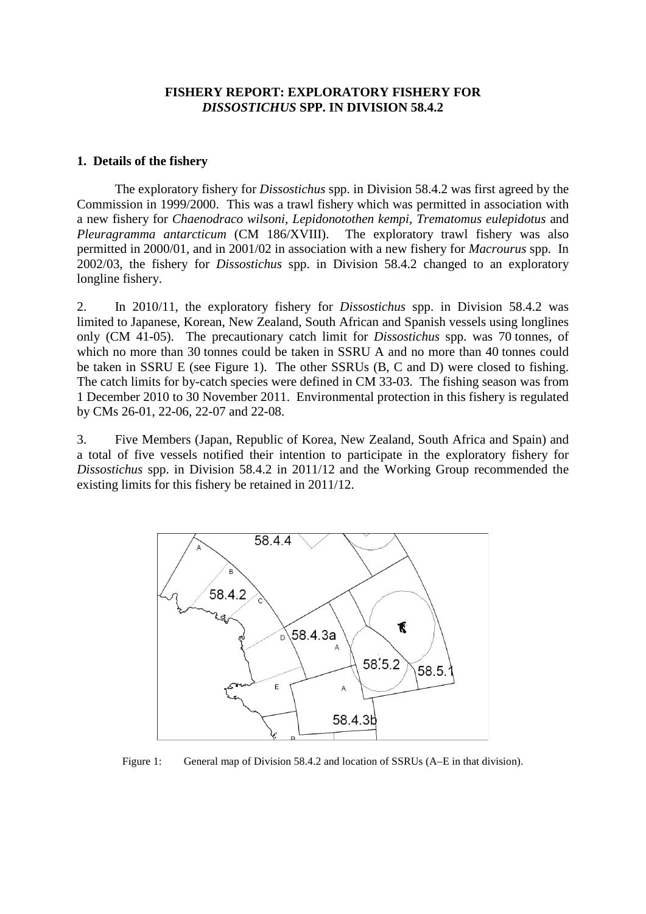# FISHERY REPORT: EXPLORATORY FISHERY FOR *DISSOSTICHUS* SPP. IN DIVISION 58.4.2

## 1. Details of the fishery

The exploratory fishery for *Dissostichus* spp. in Division 58.4.2 was first agreed by the Commission in 1999/2000. This was a trawl fishery which was permitted in association with a new fishery for *Chaenodraco wilsoni*, *Lepidonotothen kempi*, *Trematomus eulepidotus* and *Pleuragramma antarcticum* (CM 186/XVIII). The exploratory trawl fishery was also permitted in 2000/01, and in 2001/02 in association with a new fishery for *Macrourus* spp. In 2002/03, the fishery for *Dissostichus* spp. in Division 58.4.2 changed to an exploratory longline fishery.

2. In 2010/11, the exploratory fishery for *Dissostichus* spp. in Division 58.4.2 was limited to Japanese, Korean, New Zealand, South African and Spanish vessels using longlines only (CM 41-05). The precautionary catch limit for *Dissostichus* spp. was 70 tonnes, of which no more than 30 tonnes could be taken in SSRU A and no more than 40 tonnes could be taken in SSRU E (see Figure 1). The other SSRUs (B, C and D) were closed to fishing. The catch limits for by-catch species were defined in CM 33-03. The fishing season was from 1 December 2010 to 30 November 2011. Environmental protection in this fishery is regulated by CMs 26-01, 22-06, 22-07 and 22-08.

3. Five Members (Japan, Republic of Korea, New Zealand, South Africa and Spain) and a total of five vessels notified their intention to participate in the exploratory fishery for *Dissostichus* spp. in Division 58.4.2 in 2011/12 and the Working Group recommended the existing limits for this fishery be retained in 2011/12.

Figure 1: General map of Division 58.4.2 and location of SSRUs (A–E in that division).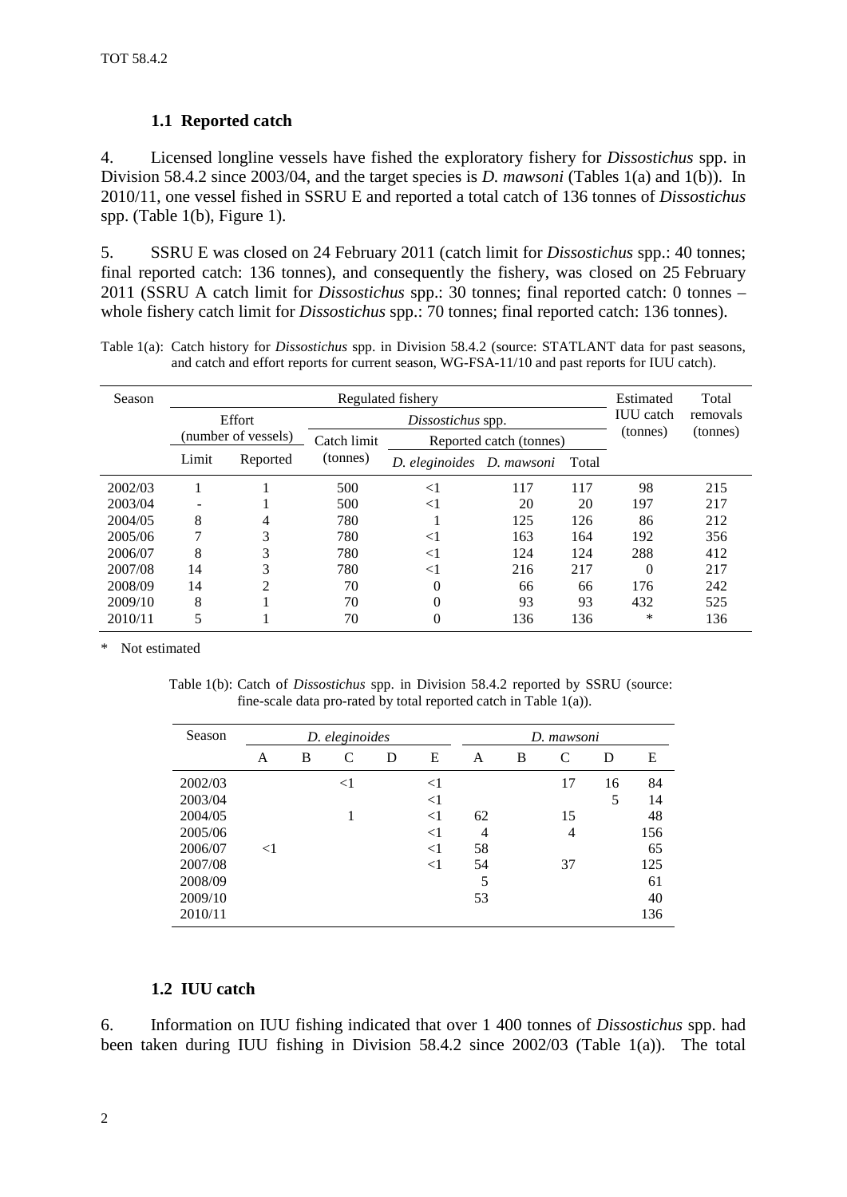### 1.1 Reported catch

4. Licensed longline vessels have fished the exploratory fishery for *Dissostichus* spp. in Division 58.4.2 since 2003/04, and the target species is *D. mawsoni* (Tables 1(a) and 1(b)). In 2010/11, one vessel fished in SSRU E and reported a total catch of 136 tonnes of *Dissostichus* spp. (Table 1(b), Figure 1).

5. SSRU E was closed on 24 February 2011 (catch limit for *Dissostichus* spp.: 40 tonnes; final reported catch: 136 tonnes), and consequently the fishery, was closed on 25 February 2011 (SSRU A catch limit for *Dissostichus* spp.: 30 tonnes; final reported catch: 0 tonnes – whole fishery catch limit for *Dissostichus* spp.: 70 tonnes; final reported catch: 136 tonnes).

Table 1(a): Catch history for *Dissostichus* spp. in Division 58.4.2 (source: STATLANT data for past seasons, and catch and effort reports for current season, WG-FSA-11/10 and past reports for IUU catch).

| Season | Regulated fishery | | | | | | Estimated IUU catch (tonnes) | Total removals (tonnes) |
|---|---|---|---|---|---|---|---|---|
| | Effort (number of vessels) | | *Dissostichus* spp. | | | | | |
| | | | Catch limit (tonnes) | Reported catch (tonnes) | | | | |
| | Limit | Reported | | *D. eleginoides* | *D. mawsoni* | Total | | |
| 2002/03 | 1 | 1 | 500 | <1 | 117 | 117 | 98 | 215 |
| 2003/04 | - | 1 | 500 | <1 | 20 | 20 | 197 | 217 |
| 2004/05 | 8 | 4 | 780 | 1 | 125 | 126 | 86 | 212 |
| 2005/06 | 7 | 3 | 780 | <1 | 163 | 164 | 192 | 356 |
| 2006/07 | 8 | 3 | 780 | <1 | 124 | 124 | 288 | 412 |
| 2007/08 | 14 | 3 | 780 | <1 | 216 | 217 | 0 | 217 |
| 2008/09 | 14 | 2 | 70 | 0 | 66 | 66 | 176 | 242 |
| 2009/10 | 8 | 1 | 70 | 0 | 93 | 93 | 432 | 525 |
| 2010/11 | 5 | 1 | 70 | 0 | 136 | 136 | * | 136 |

\* Not estimated

Table 1(b): Catch of *Dissostichus* spp. in Division 58.4.2 reported by SSRU (source: fine-scale data pro-rated by total reported catch in Table 1(a)).

| Season | *D. eleginoides* | | | | | *D. mawsoni* | | | | |
|---|---|---|---|---|---|---|---|---|---|---|
| | A | B | C | D | E | A | B | C | D | E |
| 2002/03 | | | <1 | | <1 | | | 17 | 16 | 84 |
| 2003/04 | | | | | <1 | | | | 5 | 14 |
| 2004/05 | | | 1 | | <1 | 62 | | 15 | | 48 |
| 2005/06 | | | | | <1 | 4 | | 4 | | 156 |
| 2006/07 | <1 | | | | <1 | 58 | | | | 65 |
| 2007/08 | | | | | <1 | 54 | | 37 | | 125 |
| 2008/09 | | | | | | 5 | | | | 61 |
| 2009/10 | | | | | | 53 | | | | 40 |
| 2010/11 | | | | | | | | | | 136 |

### 1.2 IUU catch

6. Information on IUU fishing indicated that over 1 400 tonnes of *Dissostichus* spp. had been taken during IUU fishing in Division 58.4.2 since 2002/03 (Table 1(a)). The total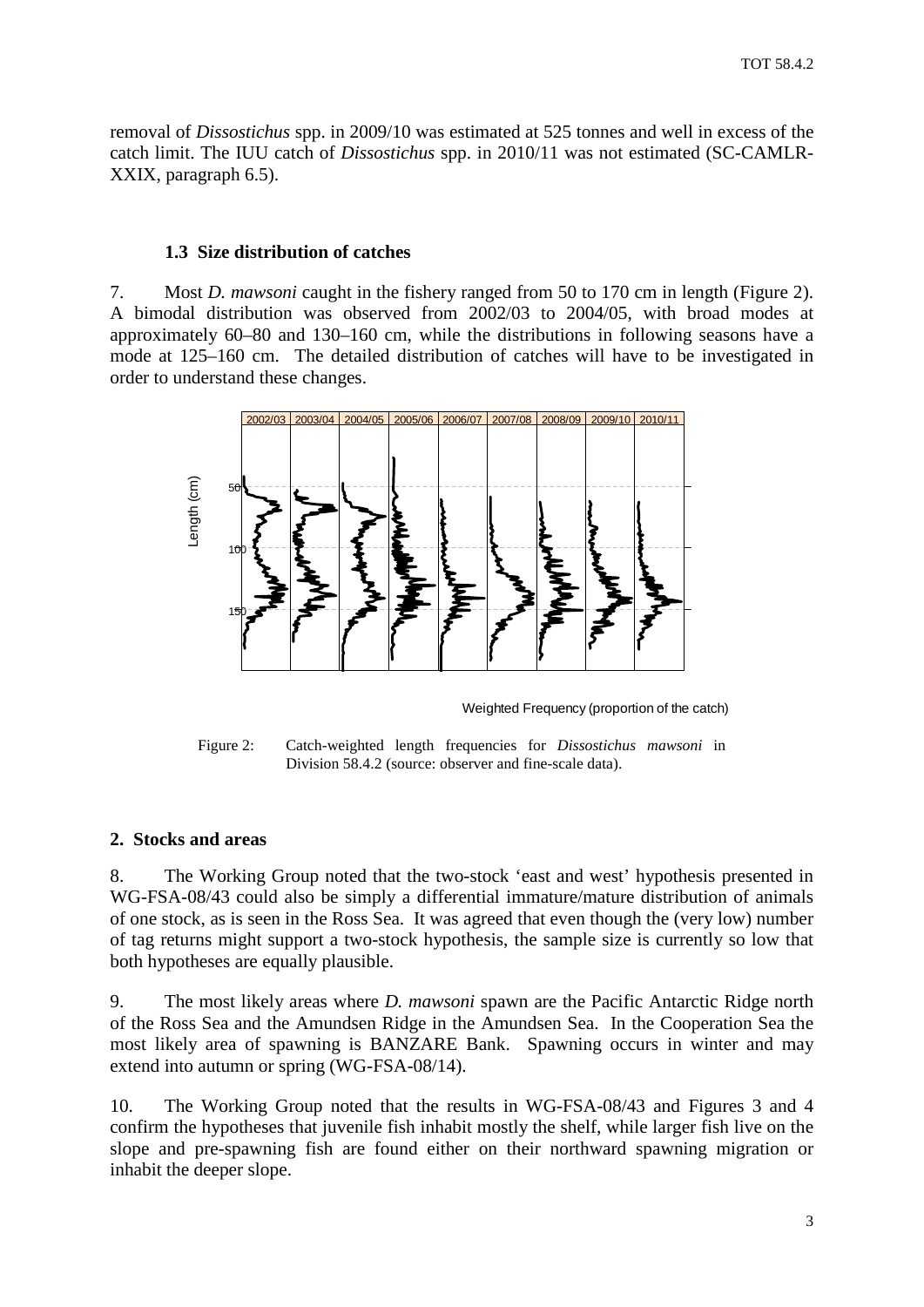removal of *Dissostichus* spp. in 2009/10 was estimated at 525 tonnes and well in excess of the catch limit. The IUU catch of *Dissostichus* spp. in 2010/11 was not estimated (SC-CAMLR-XXIX, paragraph 6.5).

### 1.3 Size distribution of catches

7. Most *D. mawsoni* caught in the fishery ranged from 50 to 170 cm in length (Figure 2). A bimodal distribution was observed from 2002/03 to 2004/05, with broad modes at approximately 60–80 and 130–160 cm, while the distributions in following seasons have a mode at 125–160 cm. The detailed distribution of catches will have to be investigated in order to understand these changes.

2002/03
2003/04
2004/05
2005/06
2006/07
2007/08
2008/09
2009/10
2010/11

Length (cm)

50
100
150

Weighted Frequency (proportion of the catch)

Figure 2: Catch-weighted length frequencies for *Dissostichus mawsoni* in Division 58.4.2 (source: observer and fine-scale data).

## 2. Stocks and areas

8. The Working Group noted that the two-stock 'east and west' hypothesis presented in WG-FSA-08/43 could also be simply a differential immature/mature distribution of animals of one stock, as is seen in the Ross Sea. It was agreed that even though the (very low) number of tag returns might support a two-stock hypothesis, the sample size is currently so low that both hypotheses are equally plausible.

9. The most likely areas where *D. mawsoni* spawn are the Pacific Antarctic Ridge north of the Ross Sea and the Amundsen Ridge in the Amundsen Sea. In the Cooperation Sea the most likely area of spawning is BANZARE Bank. Spawning occurs in winter and may extend into autumn or spring (WG-FSA-08/14).

10. The Working Group noted that the results in WG-FSA-08/43 and Figures 3 and 4 confirm the hypotheses that juvenile fish inhabit mostly the shelf, while larger fish live on the slope and pre-spawning fish are found either on their northward spawning migration or inhabit the deeper slope.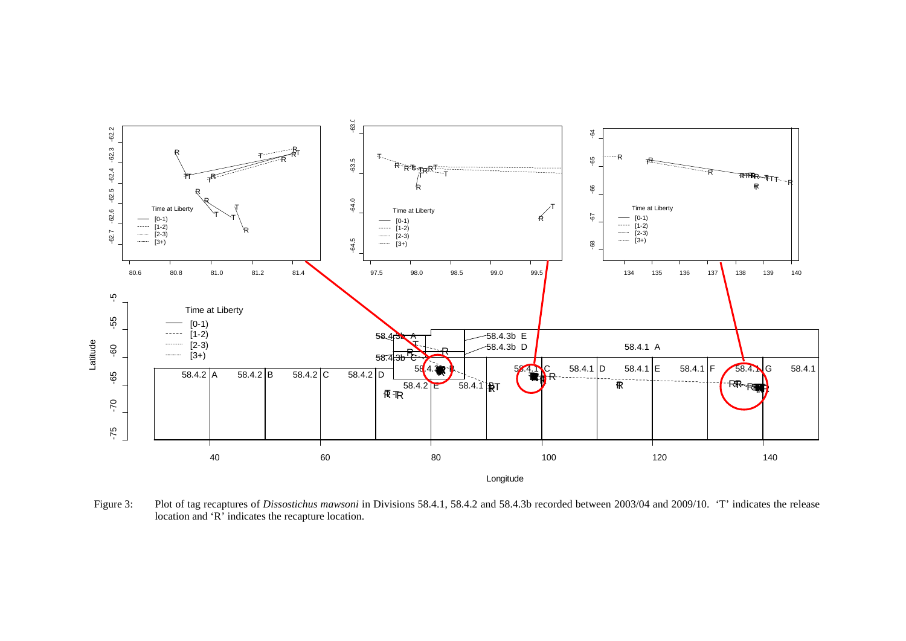Time at Liberty
[0-1)
[1-2)
[2-3)
[3+)

58.4.3b A
58.4.3b E
58.4.3b D
58.4.3b C
58.4.3b B
58.4.1 A
58.4.2 A
58.4.2 B
58.4.2 C
58.4.2 D
58.4.2 E
58.4.1 B
58.4.1 C
58.4.1 D
58.4.1 E
58.4.1 F
58.4.1 G
58.4.1

Latitude

Longitude

Figure 3: Plot of tag recaptures of *Dissostichus mawsoni* in Divisions 58.4.1, 58.4.2 and 58.4.3b recorded between 2003/04 and 2009/10. 'T' indicates the release location and 'R' indicates the recapture location.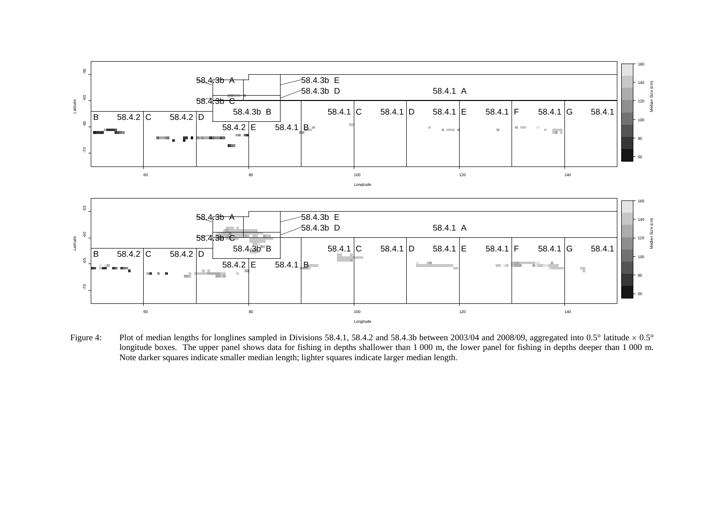58.4.3b A
58.4.3b E
58.4.3b D
58.4.1 A
58.4.3b C
58.4.3b B
B 58.4.2 C 58.4.2 D
58.4.1 C 58.4.1 D 58.4.1 E 58.4.1 F 58.4.1 G 58.4.1
58.4.2 E 58.4.1 B

Latitude
-55
-60
-65
-70

60 80 100 120 140
Longitude

Median Size (cm)
160
140
120
100
80
60

58.4.3b A
58.4.3b E
58.4.3b D
58.4.1 A
58.4.3b C
58.4.3b B
B 58.4.2 C 58.4.2 D
58.4.1 C 58.4.1 D 58.4.1 E 58.4.1 F 58.4.1 G 58.4.1
58.4.2 E 58.4.1 B

Latitude
-55
-60
-65
-70

60 80 100 120 140
Longitude

Median Size (cm)
160
140
120
100
80
60

Figure 4: Plot of median lengths for longlines sampled in Divisions 58.4.1, 58.4.2 and 58.4.3b between 2003/04 and 2008/09, aggregated into 0.5° latitude × 0.5° longitude boxes. The upper panel shows data for fishing in depths shallower than 1 000 m, the lower panel for fishing in depths deeper than 1 000 m. Note darker squares indicate smaller median length; lighter squares indicate larger median length.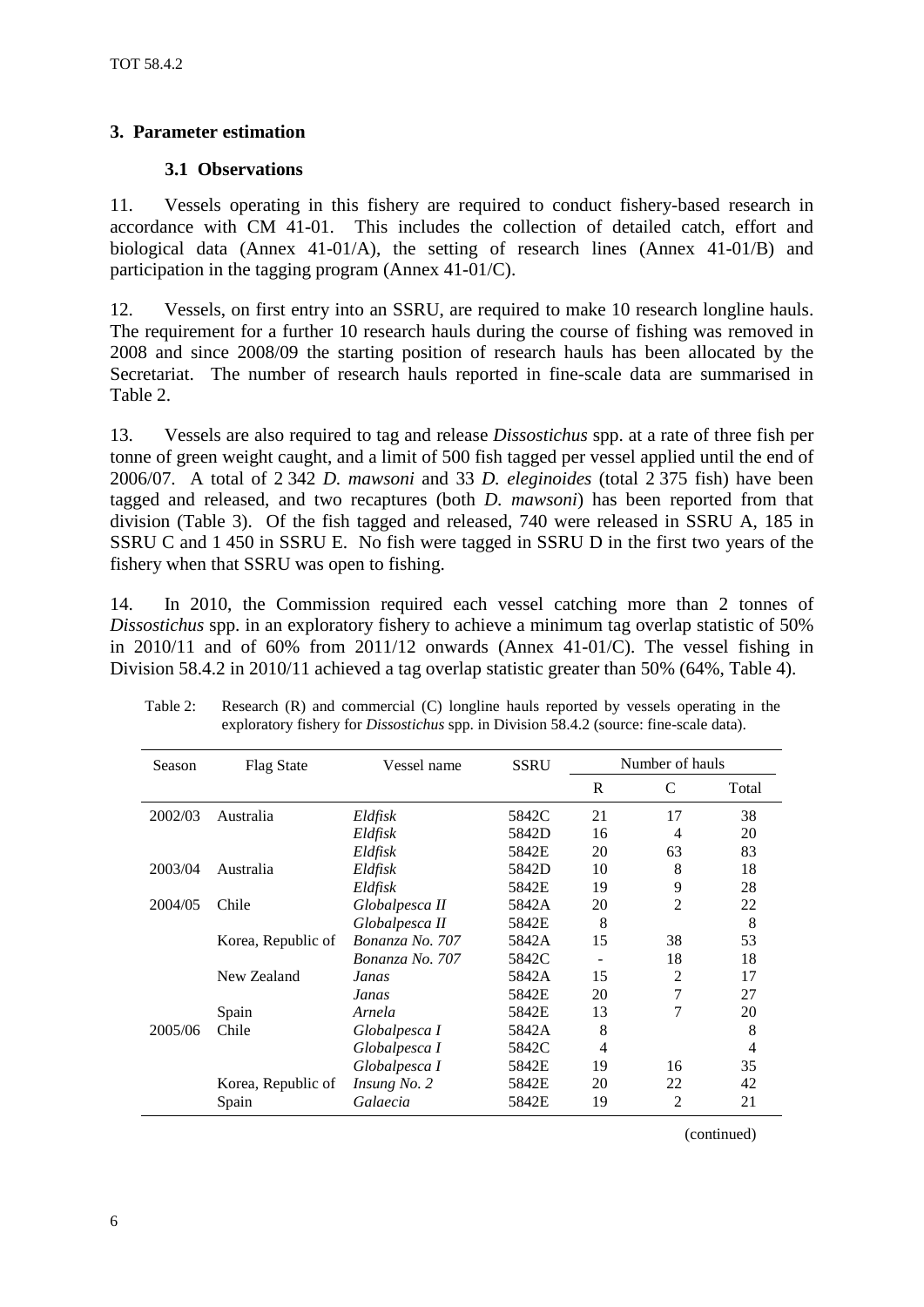## 3. Parameter estimation

### 3.1 Observations

11. Vessels operating in this fishery are required to conduct fishery-based research in accordance with CM 41-01. This includes the collection of detailed catch, effort and biological data (Annex 41-01/A), the setting of research lines (Annex 41-01/B) and participation in the tagging program (Annex 41-01/C).

12. Vessels, on first entry into an SSRU, are required to make 10 research longline hauls. The requirement for a further 10 research hauls during the course of fishing was removed in 2008 and since 2008/09 the starting position of research hauls has been allocated by the Secretariat. The number of research hauls reported in fine-scale data are summarised in Table 2.

13. Vessels are also required to tag and release *Dissostichus* spp. at a rate of three fish per tonne of green weight caught, and a limit of 500 fish tagged per vessel applied until the end of 2006/07. A total of 2 342 *D. mawsoni* and 33 *D. eleginoides* (total 2 375 fish) have been tagged and released, and two recaptures (both *D. mawsoni*) has been reported from that division (Table 3). Of the fish tagged and released, 740 were released in SSRU A, 185 in SSRU C and 1 450 in SSRU E. No fish were tagged in SSRU D in the first two years of the fishery when that SSRU was open to fishing.

14. In 2010, the Commission required each vessel catching more than 2 tonnes of *Dissostichus* spp. in an exploratory fishery to achieve a minimum tag overlap statistic of 50% in 2010/11 and of 60% from 2011/12 onwards (Annex 41-01/C). The vessel fishing in Division 58.4.2 in 2010/11 achieved a tag overlap statistic greater than 50% (64%, Table 4).

Table 2: Research (R) and commercial (C) longline hauls reported by vessels operating in the exploratory fishery for *Dissostichus* spp. in Division 58.4.2 (source: fine-scale data).

| Season | Flag State | Vessel name | SSRU | Number of hauls | | |
|---|---|---|---|---|---|---|
| | | | | R | C | Total |
| 2002/03 | Australia | *Eldfisk* | 5842C | 21 | 17 | 38 |
| | | *Eldfisk* | 5842D | 16 | 4 | 20 |
| | | *Eldfisk* | 5842E | 20 | 63 | 83 |
| 2003/04 | Australia | *Eldfisk* | 5842D | 10 | 8 | 18 |
| | | *Eldfisk* | 5842E | 19 | 9 | 28 |
| 2004/05 | Chile | *Globalpesca II* | 5842A | 20 | 2 | 22 |
| | | *Globalpesca II* | 5842E | 8 | | 8 |
| | Korea, Republic of | *Bonanza No. 707* | 5842A | 15 | 38 | 53 |
| | | *Bonanza No. 707* | 5842C | - | 18 | 18 |
| | New Zealand | *Janas* | 5842A | 15 | 2 | 17 |
| | | *Janas* | 5842E | 20 | 7 | 27 |
| | Spain | *Arnela* | 5842E | 13 | 7 | 20 |
| 2005/06 | Chile | *Globalpesca I* | 5842A | 8 | | 8 |
| | | *Globalpesca I* | 5842C | 4 | | 4 |
| | | *Globalpesca I* | 5842E | 19 | 16 | 35 |
| | Korea, Republic of | *Insung No. 2* | 5842E | 20 | 22 | 42 |
| | Spain | *Galaecia* | 5842E | 19 | 2 | 21 |

(continued)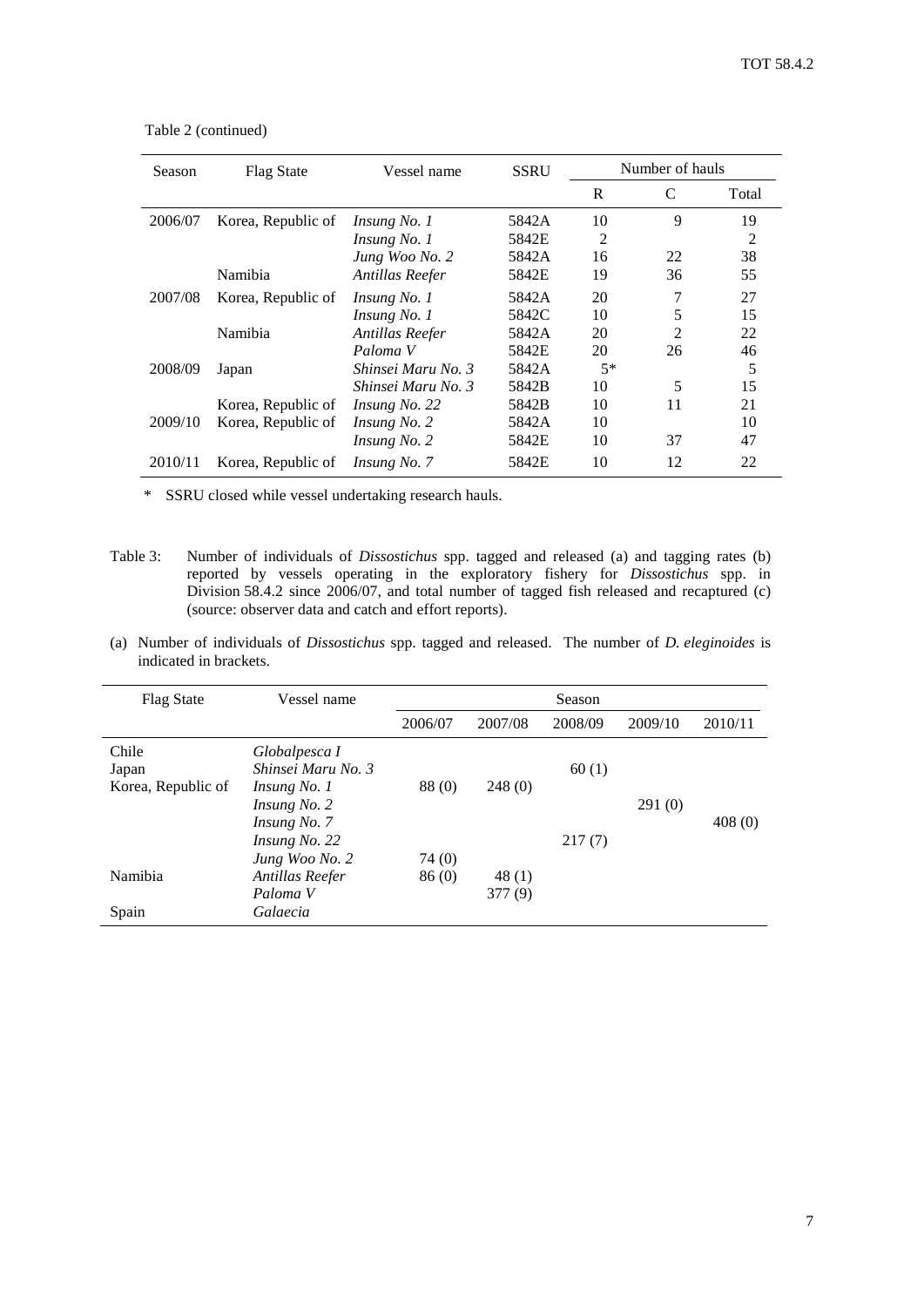Table 2 (continued)

| Season | Flag State | Vessel name | SSRU | Number of hauls | | |
|---|---|---|---|---|---|---|
| | | | | R | C | Total |
| 2006/07 | Korea, Republic of | *Insung No. 1* | 5842A | 10 | 9 | 19 |
| | | *Insung No. 1* | 5842E | 2 | | 2 |
| | | *Jung Woo No. 2* | 5842A | 16 | 22 | 38 |
| | Namibia | *Antillas Reefer* | 5842E | 19 | 36 | 55 |
| 2007/08 | Korea, Republic of | *Insung No. 1* | 5842A | 20 | 7 | 27 |
| | | *Insung No. 1* | 5842C | 10 | 5 | 15 |
| | Namibia | *Antillas Reefer* | 5842A | 20 | 2 | 22 |
| | | *Paloma V* | 5842E | 20 | 26 | 46 |
| 2008/09 | Japan | *Shinsei Maru No. 3* | 5842A | 5* | | 5 |
| | | *Shinsei Maru No. 3* | 5842B | 10 | 5 | 15 |
| | Korea, Republic of | *Insung No. 22* | 5842B | 10 | 11 | 21 |
| 2009/10 | Korea, Republic of | *Insung No. 2* | 5842A | 10 | | 10 |
| | | *Insung No. 2* | 5842E | 10 | 37 | 47 |
| 2010/11 | Korea, Republic of | *Insung No. 7* | 5842E | 10 | 12 | 22 |

\* SSRU closed while vessel undertaking research hauls.

Table 3: Number of individuals of *Dissostichus* spp. tagged and released (a) and tagging rates (b) reported by vessels operating in the exploratory fishery for *Dissostichus* spp. in Division 58.4.2 since 2006/07, and total number of tagged fish released and recaptured (c) (source: observer data and catch and effort reports).

(a) Number of individuals of *Dissostichus* spp. tagged and released. The number of *D. eleginoides* is indicated in brackets.

| Flag State | Vessel name | Season | | | | |
|---|---|---|---|---|---|---|
| | | 2006/07 | 2007/08 | 2008/09 | 2009/10 | 2010/11 |
| Chile | *Globalpesca I* | | | | | |
| Japan | *Shinsei Maru No. 3* | | | 60 (1) | | |
| Korea, Republic of | *Insung No. 1* | 88 (0) | 248 (0) | | | |
| | *Insung No. 2* | | | | 291 (0) | |
| | *Insung No. 7* | | | | | 408 (0) |
| | *Insung No. 22* | | | 217 (7) | | |
| | *Jung Woo No. 2* | 74 (0) | | | | |
| Namibia | *Antillas Reefer* | 86 (0) | 48 (1) | | | |
| | *Paloma V* | | 377 (9) | | | |
| Spain | *Galaecia* | | | | | |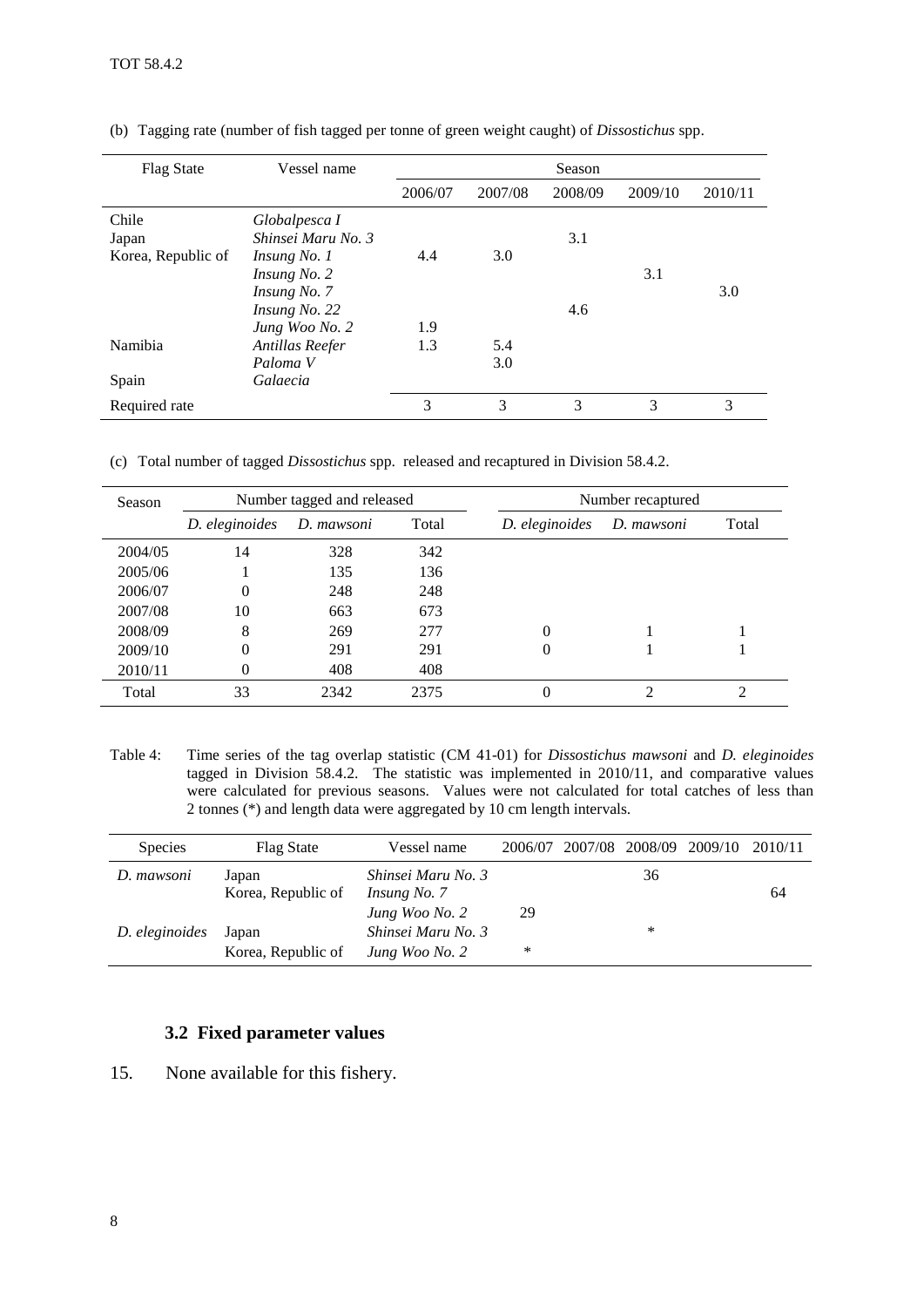(b) Tagging rate (number of fish tagged per tonne of green weight caught) of *Dissostichus* spp.

| Flag State | Vessel name | Season | | | | |
|---|---|---|---|---|---|---|
| | | 2006/07 | 2007/08 | 2008/09 | 2009/10 | 2010/11 |
| Chile | *Globalpesca I* | | | | | |
| Japan | *Shinsei Maru No. 3* | | | 3.1 | | |
| Korea, Republic of | *Insung No. 1* | 4.4 | 3.0 | | | |
| | *Insung No. 2* | | | | 3.1 | |
| | *Insung No. 7* | | | | | 3.0 |
| | *Insung No. 22* | | | 4.6 | | |
| | *Jung Woo No. 2* | 1.9 | | | | |
| Namibia | *Antillas Reefer* | 1.3 | 5.4 | | | |
| | *Paloma V* | | 3.0 | | | |
| Spain | *Galaecia* | | | | | |
| Required rate | | 3 | 3 | 3 | 3 | 3 |

(c) Total number of tagged *Dissostichus* spp. released and recaptured in Division 58.4.2.

| Season | Number tagged and released | | | Number recaptured | | |
|---|---|---|---|---|---|---|
| | *D. eleginoides* | *D. mawsoni* | Total | *D. eleginoides* | *D. mawsoni* | Total |
| 2004/05 | 14 | 328 | 342 | | | |
| 2005/06 | 1 | 135 | 136 | | | |
| 2006/07 | 0 | 248 | 248 | | | |
| 2007/08 | 10 | 663 | 673 | | | |
| 2008/09 | 8 | 269 | 277 | 0 | 1 | 1 |
| 2009/10 | 0 | 291 | 291 | 0 | 1 | 1 |
| 2010/11 | 0 | 408 | 408 | | | |
| Total | 33 | 2342 | 2375 | 0 | 2 | 2 |

Table 4: Time series of the tag overlap statistic (CM 41-01) for *Dissostichus mawsoni* and *D. eleginoides* tagged in Division 58.4.2. The statistic was implemented in 2010/11, and comparative values were calculated for previous seasons. Values were not calculated for total catches of less than 2 tonnes (*) and length data were aggregated by 10 cm length intervals.

| Species | Flag State | Vessel name | 2006/07 | 2007/08 | 2008/09 | 2009/10 | 2010/11 |
|---|---|---|---|---|---|---|---|
| *D. mawsoni* | Japan | *Shinsei Maru No. 3* | | | 36 | | |
| | Korea, Republic of | *Insung No. 7* | | | | | 64 |
| | | *Jung Woo No. 2* | 29 | | | | |
| *D. eleginoides* | Japan | *Shinsei Maru No. 3* | | | * | | |
| | Korea, Republic of | *Jung Woo No. 2* | * | | | | |

### 3.2 Fixed parameter values

15. None available for this fishery.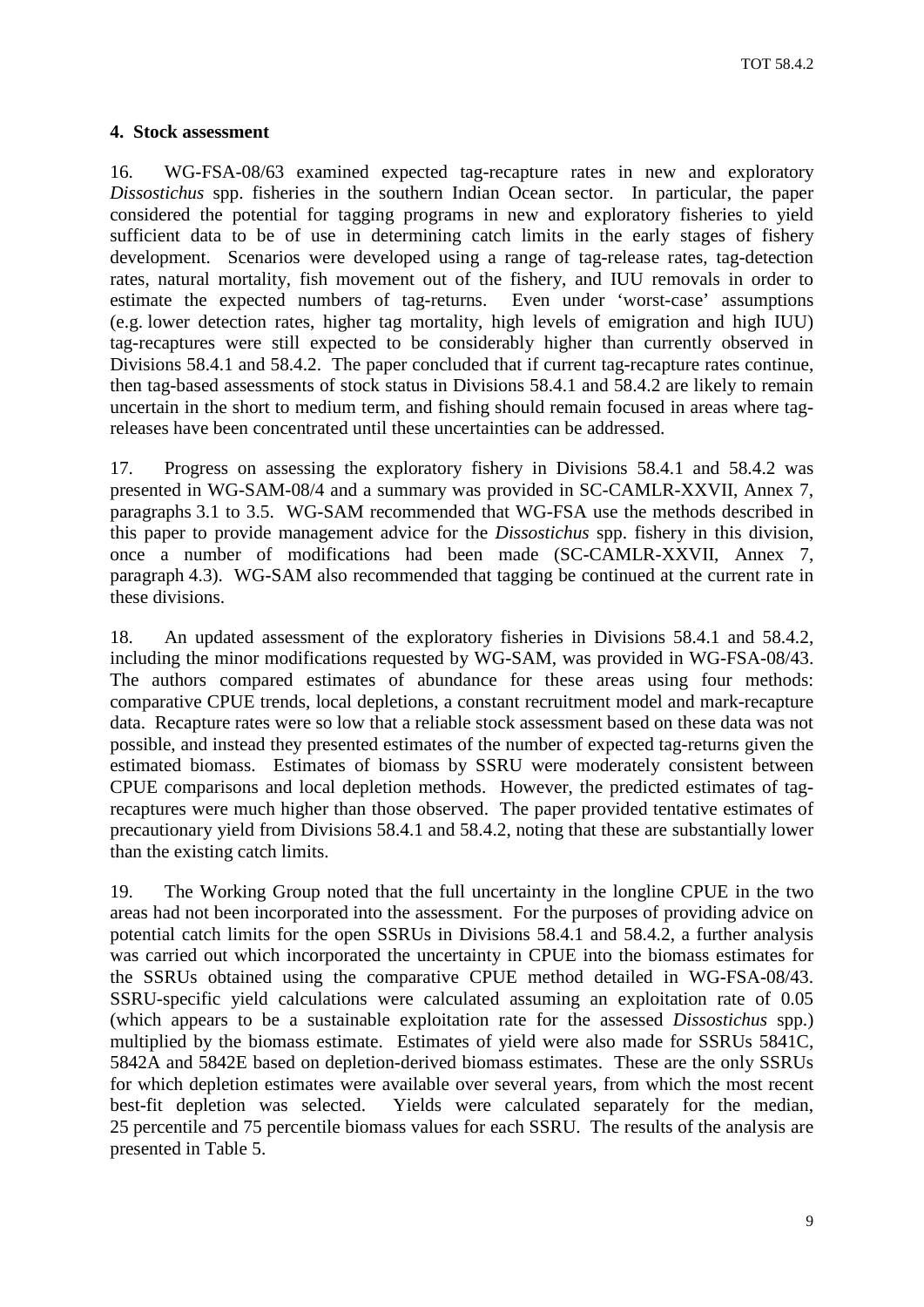## 4. Stock assessment

16. WG-FSA-08/63 examined expected tag-recapture rates in new and exploratory *Dissostichus* spp. fisheries in the southern Indian Ocean sector. In particular, the paper considered the potential for tagging programs in new and exploratory fisheries to yield sufficient data to be of use in determining catch limits in the early stages of fishery development. Scenarios were developed using a range of tag-release rates, tag-detection rates, natural mortality, fish movement out of the fishery, and IUU removals in order to estimate the expected numbers of tag-returns. Even under 'worst-case' assumptions (e.g. lower detection rates, higher tag mortality, high levels of emigration and high IUU) tag-recaptures were still expected to be considerably higher than currently observed in Divisions 58.4.1 and 58.4.2. The paper concluded that if current tag-recapture rates continue, then tag-based assessments of stock status in Divisions 58.4.1 and 58.4.2 are likely to remain uncertain in the short to medium term, and fishing should remain focused in areas where tag-releases have been concentrated until these uncertainties can be addressed.

17. Progress on assessing the exploratory fishery in Divisions 58.4.1 and 58.4.2 was presented in WG-SAM-08/4 and a summary was provided in SC-CAMLR-XXVII, Annex 7, paragraphs 3.1 to 3.5. WG-SAM recommended that WG-FSA use the methods described in this paper to provide management advice for the *Dissostichus* spp. fishery in this division, once a number of modifications had been made (SC-CAMLR-XXVII, Annex 7, paragraph 4.3). WG-SAM also recommended that tagging be continued at the current rate in these divisions.

18. An updated assessment of the exploratory fisheries in Divisions 58.4.1 and 58.4.2, including the minor modifications requested by WG-SAM, was provided in WG-FSA-08/43. The authors compared estimates of abundance for these areas using four methods: comparative CPUE trends, local depletions, a constant recruitment model and mark-recapture data. Recapture rates were so low that a reliable stock assessment based on these data was not possible, and instead they presented estimates of the number of expected tag-returns given the estimated biomass. Estimates of biomass by SSRU were moderately consistent between CPUE comparisons and local depletion methods. However, the predicted estimates of tag-recaptures were much higher than those observed. The paper provided tentative estimates of precautionary yield from Divisions 58.4.1 and 58.4.2, noting that these are substantially lower than the existing catch limits.

19. The Working Group noted that the full uncertainty in the longline CPUE in the two areas had not been incorporated into the assessment. For the purposes of providing advice on potential catch limits for the open SSRUs in Divisions 58.4.1 and 58.4.2, a further analysis was carried out which incorporated the uncertainty in CPUE into the biomass estimates for the SSRUs obtained using the comparative CPUE method detailed in WG-FSA-08/43. SSRU-specific yield calculations were calculated assuming an exploitation rate of 0.05 (which appears to be a sustainable exploitation rate for the assessed *Dissostichus* spp.) multiplied by the biomass estimate. Estimates of yield were also made for SSRUs 5841C, 5842A and 5842E based on depletion-derived biomass estimates. These are the only SSRUs for which depletion estimates were available over several years, from which the most recent best-fit depletion was selected. Yields were calculated separately for the median, 25 percentile and 75 percentile biomass values for each SSRU. The results of the analysis are presented in Table 5.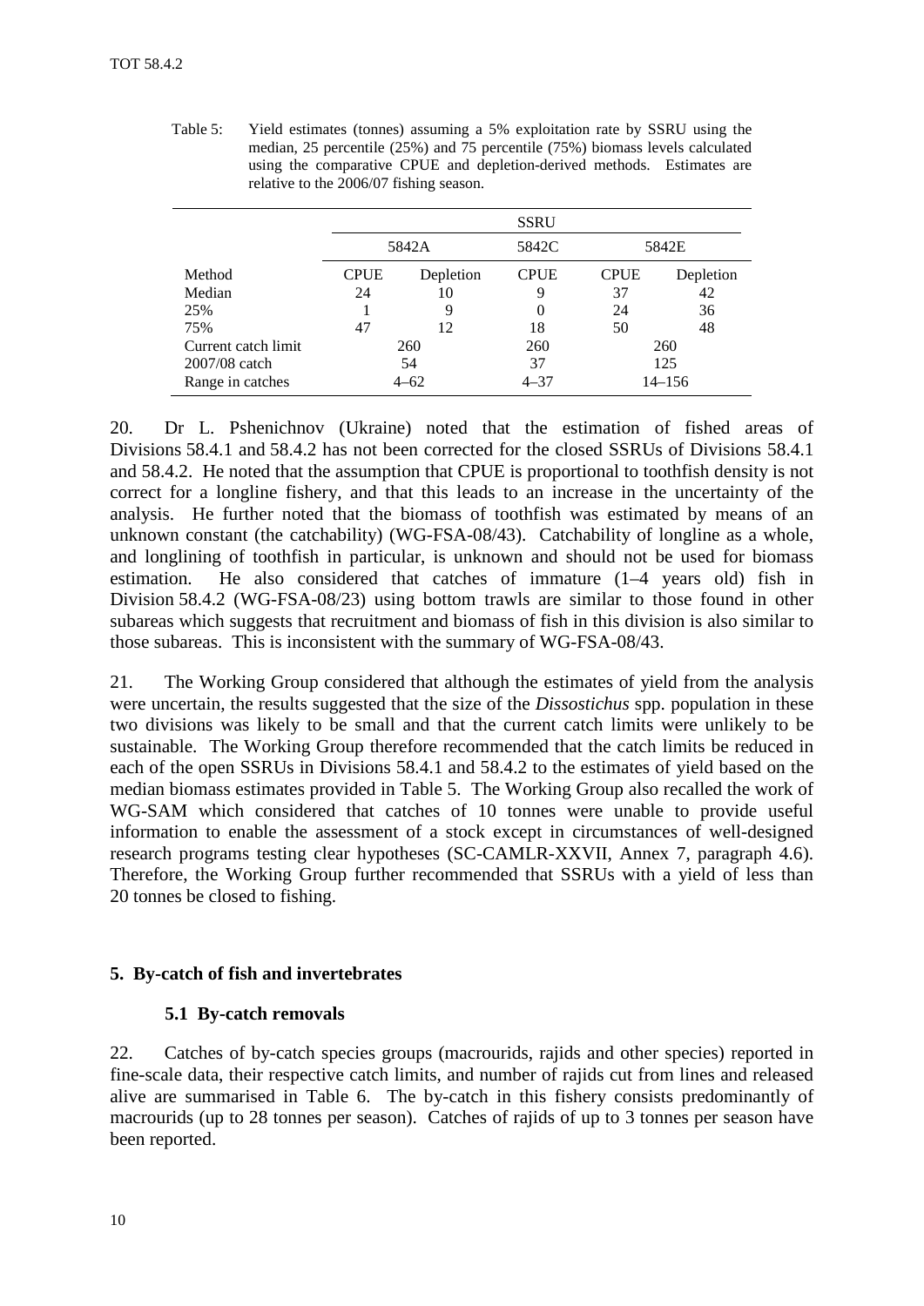Table 5: Yield estimates (tonnes) assuming a 5% exploitation rate by SSRU using the median, 25 percentile (25%) and 75 percentile (75%) biomass levels calculated using the comparative CPUE and depletion-derived methods. Estimates are relative to the 2006/07 fishing season.

| | SSRU | | | | |
|---|---|---|---|---|---|
| | 5842A | | 5842C | 5842E | |
| Method | CPUE | Depletion | CPUE | CPUE | Depletion |
| Median | 24 | 10 | 9 | 37 | 42 |
| 25% | 1 | 9 | 0 | 24 | 36 |
| 75% | 47 | 12 | 18 | 50 | 48 |
| Current catch limit | 260 | | 260 | 260 | |
| 2007/08 catch | 54 | | 37 | 125 | |
| Range in catches | 4–62 | | 4–37 | 14–156 | |

20. Dr L. Pshenichnov (Ukraine) noted that the estimation of fished areas of Divisions 58.4.1 and 58.4.2 has not been corrected for the closed SSRUs of Divisions 58.4.1 and 58.4.2. He noted that the assumption that CPUE is proportional to toothfish density is not correct for a longline fishery, and that this leads to an increase in the uncertainty of the analysis. He further noted that the biomass of toothfish was estimated by means of an unknown constant (the catchability) (WG-FSA-08/43). Catchability of longline as a whole, and longlining of toothfish in particular, is unknown and should not be used for biomass estimation. He also considered that catches of immature (1–4 years old) fish in Division 58.4.2 (WG-FSA-08/23) using bottom trawls are similar to those found in other subareas which suggests that recruitment and biomass of fish in this division is also similar to those subareas. This is inconsistent with the summary of WG-FSA-08/43.

21. The Working Group considered that although the estimates of yield from the analysis were uncertain, the results suggested that the size of the *Dissostichus* spp. population in these two divisions was likely to be small and that the current catch limits were unlikely to be sustainable. The Working Group therefore recommended that the catch limits be reduced in each of the open SSRUs in Divisions 58.4.1 and 58.4.2 to the estimates of yield based on the median biomass estimates provided in Table 5. The Working Group also recalled the work of WG-SAM which considered that catches of 10 tonnes were unable to provide useful information to enable the assessment of a stock except in circumstances of well-designed research programs testing clear hypotheses (SC-CAMLR-XXVII, Annex 7, paragraph 4.6). Therefore, the Working Group further recommended that SSRUs with a yield of less than 20 tonnes be closed to fishing.

## 5. By-catch of fish and invertebrates

### 5.1 By-catch removals

22. Catches of by-catch species groups (macrourids, rajids and other species) reported in fine-scale data, their respective catch limits, and number of rajids cut from lines and released alive are summarised in Table 6. The by-catch in this fishery consists predominantly of macrourids (up to 28 tonnes per season). Catches of rajids of up to 3 tonnes per season have been reported.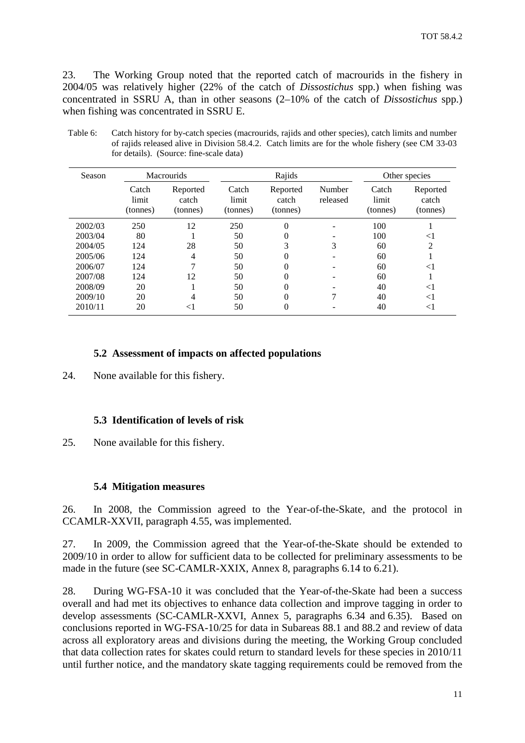23. The Working Group noted that the reported catch of macrourids in the fishery in 2004/05 was relatively higher (22% of the catch of *Dissostichus* spp.) when fishing was concentrated in SSRU A, than in other seasons (2–10% of the catch of *Dissostichus* spp.) when fishing was concentrated in SSRU E.

Table 6: Catch history for by-catch species (macrourids, rajids and other species), catch limits and number of rajids released alive in Division 58.4.2. Catch limits are for the whole fishery (see CM 33-03 for details). (Source: fine-scale data)

| Season | Macrourids | | Rajids | | | Other species | |
|---|---|---|---|---|---|---|---|
| | Catch limit (tonnes) | Reported catch (tonnes) | Catch limit (tonnes) | Reported catch (tonnes) | Number released | Catch limit (tonnes) | Reported catch (tonnes) |
| 2002/03 | 250 | 12 | 250 | 0 | - | 100 | 1 |
| 2003/04 | 80 | 1 | 50 | 0 | - | 100 | <1 |
| 2004/05 | 124 | 28 | 50 | 3 | 3 | 60 | 2 |
| 2005/06 | 124 | 4 | 50 | 0 | - | 60 | 1 |
| 2006/07 | 124 | 7 | 50 | 0 | - | 60 | <1 |
| 2007/08 | 124 | 12 | 50 | 0 | - | 60 | 1 |
| 2008/09 | 20 | 1 | 50 | 0 | - | 40 | <1 |
| 2009/10 | 20 | 4 | 50 | 0 | 7 | 40 | <1 |
| 2010/11 | 20 | <1 | 50 | 0 | - | 40 | <1 |

### 5.2 Assessment of impacts on affected populations

24. None available for this fishery.

### 5.3 Identification of levels of risk

25. None available for this fishery.

### 5.4 Mitigation measures

26. In 2008, the Commission agreed to the Year-of-the-Skate, and the protocol in CCAMLR-XXVII, paragraph 4.55, was implemented.

27. In 2009, the Commission agreed that the Year-of-the-Skate should be extended to 2009/10 in order to allow for sufficient data to be collected for preliminary assessments to be made in the future (see SC-CAMLR-XXIX, Annex 8, paragraphs 6.14 to 6.21).

28. During WG-FSA-10 it was concluded that the Year-of-the-Skate had been a success overall and had met its objectives to enhance data collection and improve tagging in order to develop assessments (SC-CAMLR-XXVI, Annex 5, paragraphs 6.34 and 6.35). Based on conclusions reported in WG-FSA-10/25 for data in Subareas 88.1 and 88.2 and review of data across all exploratory areas and divisions during the meeting, the Working Group concluded that data collection rates for skates could return to standard levels for these species in 2010/11 until further notice, and the mandatory skate tagging requirements could be removed from the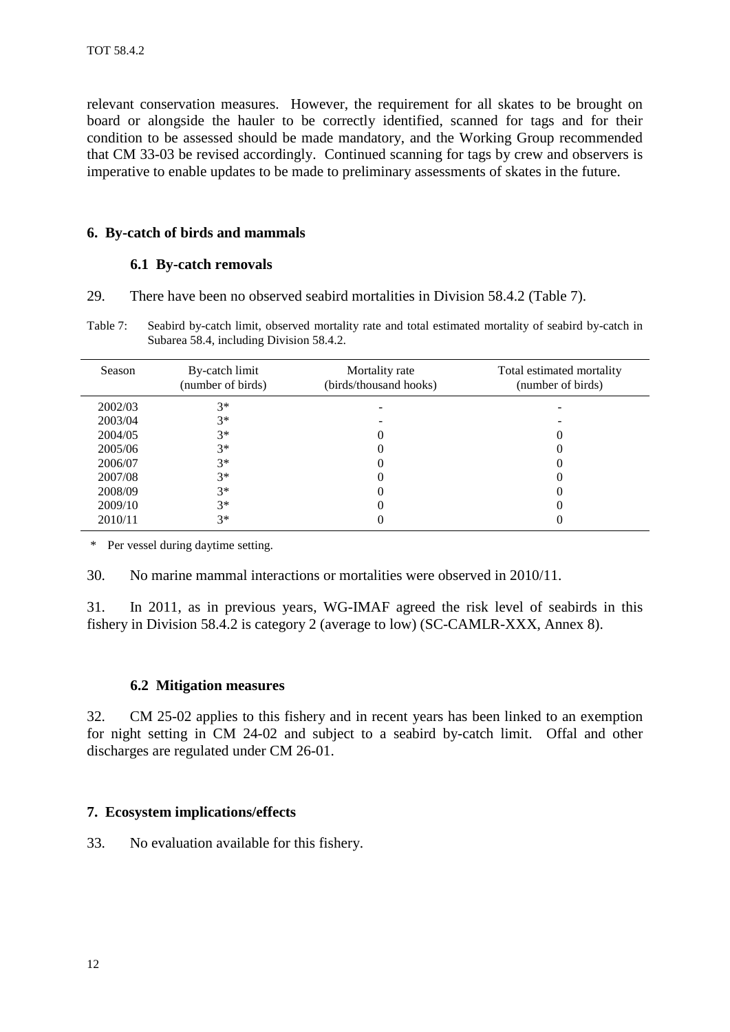relevant conservation measures. However, the requirement for all skates to be brought on board or alongside the hauler to be correctly identified, scanned for tags and for their condition to be assessed should be made mandatory, and the Working Group recommended that CM 33-03 be revised accordingly. Continued scanning for tags by crew and observers is imperative to enable updates to be made to preliminary assessments of skates in the future.

## 6. By-catch of birds and mammals

### 6.1 By-catch removals

29. There have been no observed seabird mortalities in Division 58.4.2 (Table 7).

Table 7: Seabird by-catch limit, observed mortality rate and total estimated mortality of seabird by-catch in Subarea 58.4, including Division 58.4.2.

| Season | By-catch limit (number of birds) | Mortality rate (birds/thousand hooks) | Total estimated mortality (number of birds) |
|---|---|---|---|
| 2002/03 | 3* | - | - |
| 2003/04 | 3* | - | - |
| 2004/05 | 3* | 0 | 0 |
| 2005/06 | 3* | 0 | 0 |
| 2006/07 | 3* | 0 | 0 |
| 2007/08 | 3* | 0 | 0 |
| 2008/09 | 3* | 0 | 0 |
| 2009/10 | 3* | 0 | 0 |
| 2010/11 | 3* | 0 | 0 |

\* Per vessel during daytime setting.

30. No marine mammal interactions or mortalities were observed in 2010/11.

31. In 2011, as in previous years, WG-IMAF agreed the risk level of seabirds in this fishery in Division 58.4.2 is category 2 (average to low) (SC-CAMLR-XXX, Annex 8).

### 6.2 Mitigation measures

32. CM 25-02 applies to this fishery and in recent years has been linked to an exemption for night setting in CM 24-02 and subject to a seabird by-catch limit. Offal and other discharges are regulated under CM 26-01.

## 7. Ecosystem implications/effects

33. No evaluation available for this fishery.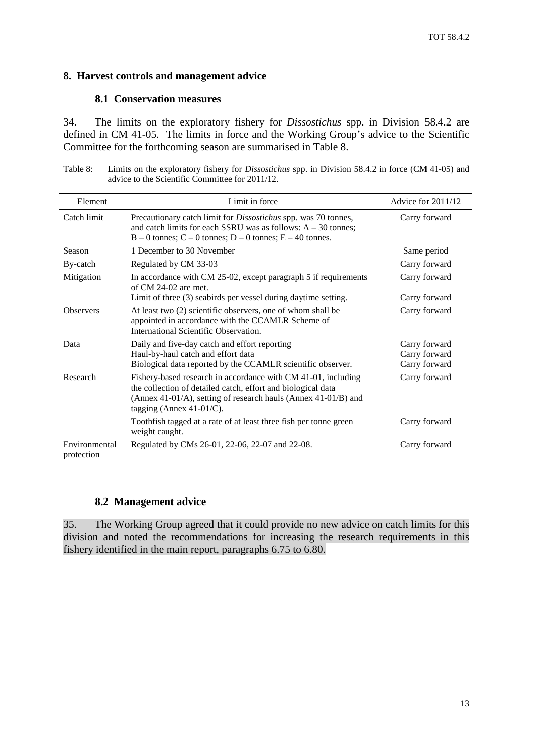## 8. Harvest controls and management advice

### 8.1 Conservation measures

34. The limits on the exploratory fishery for *Dissostichus* spp. in Division 58.4.2 are defined in CM 41-05. The limits in force and the Working Group's advice to the Scientific Committee for the forthcoming season are summarised in Table 8.

Table 8: Limits on the exploratory fishery for *Dissostichus* spp. in Division 58.4.2 in force (CM 41-05) and advice to the Scientific Committee for 2011/12.

| Element | Limit in force | Advice for 2011/12 |
|---|---|---|
| Catch limit | Precautionary catch limit for *Dissostichus* spp. was 70 tonnes, and catch limits for each SSRU was as follows: A – 30 tonnes; B – 0 tonnes; C – 0 tonnes; D – 0 tonnes; E – 40 tonnes. | Carry forward |
| Season | 1 December to 30 November | Same period |
| By-catch | Regulated by CM 33-03 | Carry forward |
| Mitigation | In accordance with CM 25-02, except paragraph 5 if requirements of CM 24-02 are met. | Carry forward |
| | Limit of three (3) seabirds per vessel during daytime setting. | Carry forward |
| Observers | At least two (2) scientific observers, one of whom shall be appointed in accordance with the CCAMLR Scheme of International Scientific Observation. | Carry forward |
| Data | Daily and five-day catch and effort reporting<br>Haul-by-haul catch and effort data<br>Biological data reported by the CCAMLR scientific observer. | Carry forward<br>Carry forward<br>Carry forward |
| Research | Fishery-based research in accordance with CM 41-01, including the collection of detailed catch, effort and biological data (Annex 41-01/A), setting of research hauls (Annex 41-01/B) and tagging (Annex 41-01/C). | Carry forward |
| | Toothfish tagged at a rate of at least three fish per tonne green weight caught. | Carry forward |
| Environmental protection | Regulated by CMs 26-01, 22-06, 22-07 and 22-08. | Carry forward |

### 8.2 Management advice

35. The Working Group agreed that it could provide no new advice on catch limits for this division and noted the recommendations for increasing the research requirements in this fishery identified in the main report, paragraphs 6.75 to 6.80.